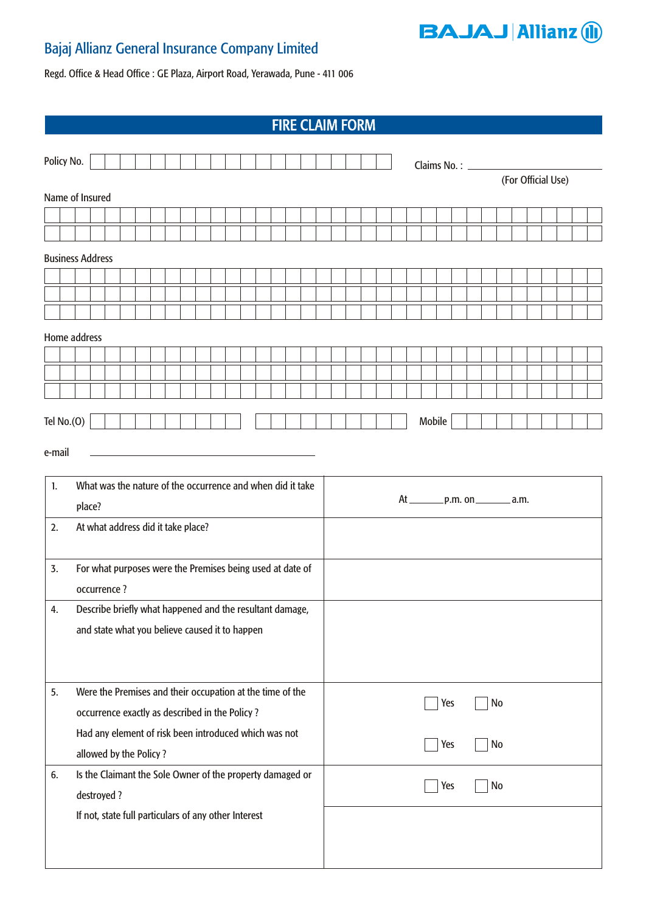# Bajaj Allianz General Insurance Company Limited

BAJAJ | Allianz

Regd. Office & Head Office : GE Plaza, Airport Road, Yerawada, Pune - 411 006

## FIRE CLAIM FORM

Policy No. ____________________ Claims No. : ____________________
(For Official Use)

Name of Insured

____________________

____________________

Business Address

____________________

____________________

____________________

Home address

____________________

____________________

____________________

Tel No.(O) ____________ ____________ Mobile ____________

e-mail ____________________

| | | |
|---|---|---|
| 1. | What was the nature of the occurrence and when did it take place? | At _______p.m. on_______ a.m. |
| 2. | At what address did it take place? | |
| 3. | For what purposes were the Premises being used at date of occurrence ? | |
| 4. | Describe briefly what happened and the resultant damage, and state what you believe caused it to happen | |
| 5. | Were the Premises and their occupation at the time of the occurrence exactly as described in the Policy ? | ☐ Yes ☐ No |
| | Had any element of risk been introduced which was not allowed by the Policy ? | ☐ Yes ☐ No |
| 6. | Is the Claimant the Sole Owner of the property damaged or destroyed ? | ☐ Yes ☐ No |
| | If not, state full particulars of any other Interest | |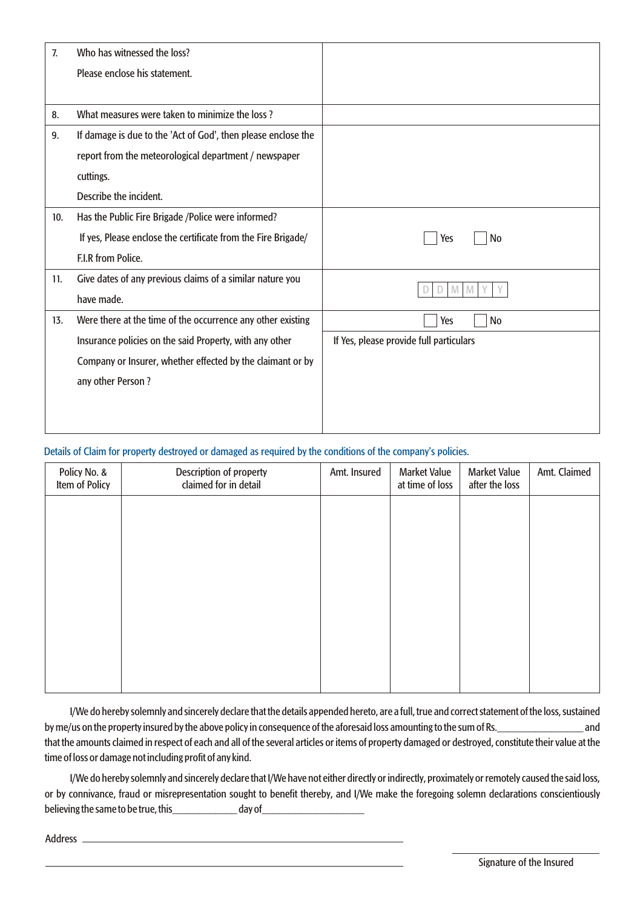| | | |
|---|---|---|
| 7. | Who has witnessed the loss?<br>Please enclose his statement. | |
| 8. | What measures were taken to minimize the loss ? | |
| 9. | If damage is due to the 'Act of God', then please enclose the report from the meteorological department / newspaper cuttings.<br>Describe the incident. | |
| 10. | Has the Public Fire Brigade /Police were informed?<br>If yes, Please enclose the certificate from the Fire Brigade/ F.I.R from Police. | ☐ Yes ☐ No |
| 11. | Give dates of any previous claims of a similar nature you have made. | D D M M Y Y |
| 13. | Were there at the time of the occurrence any other existing Insurance policies on the said Property, with any other Company or Insurer, whether effected by the claimant or by any other Person ? | ☐ Yes ☐ No<br>If Yes, please provide full particulars |

Details of Claim for property destroyed or damaged as required by the conditions of the company's policies.

| Policy No. & Item of Policy | Description of property claimed for in detail | Amt. Insured | Market Value at time of loss | Market Value after the loss | Amt. Claimed |
|---|---|---|---|---|---|
| | | | | | |

I/We do hereby solemnly and sincerely declare that the details appended hereto, are a full, true and correct statement of the loss, sustained by me/us on the property insured by the above policy in consequence of the aforesaid loss amounting to the sum of Rs.________________ and that the amounts claimed in respect of each and all of the several articles or items of property damaged or destroyed, constitute their value at the time of loss or damage not including profit of any kind.

I/We do hereby solemnly and sincerely declare that I/We have not either directly or indirectly, proximately or remotely caused the said loss, or by connivance, fraud or misrepresentation sought to benefit thereby, and I/We make the foregoing solemn declarations conscientiously believing the same to be true, this____________ day of___________________

Address ______________________________________________

______________________________________________

Signature of the Insured